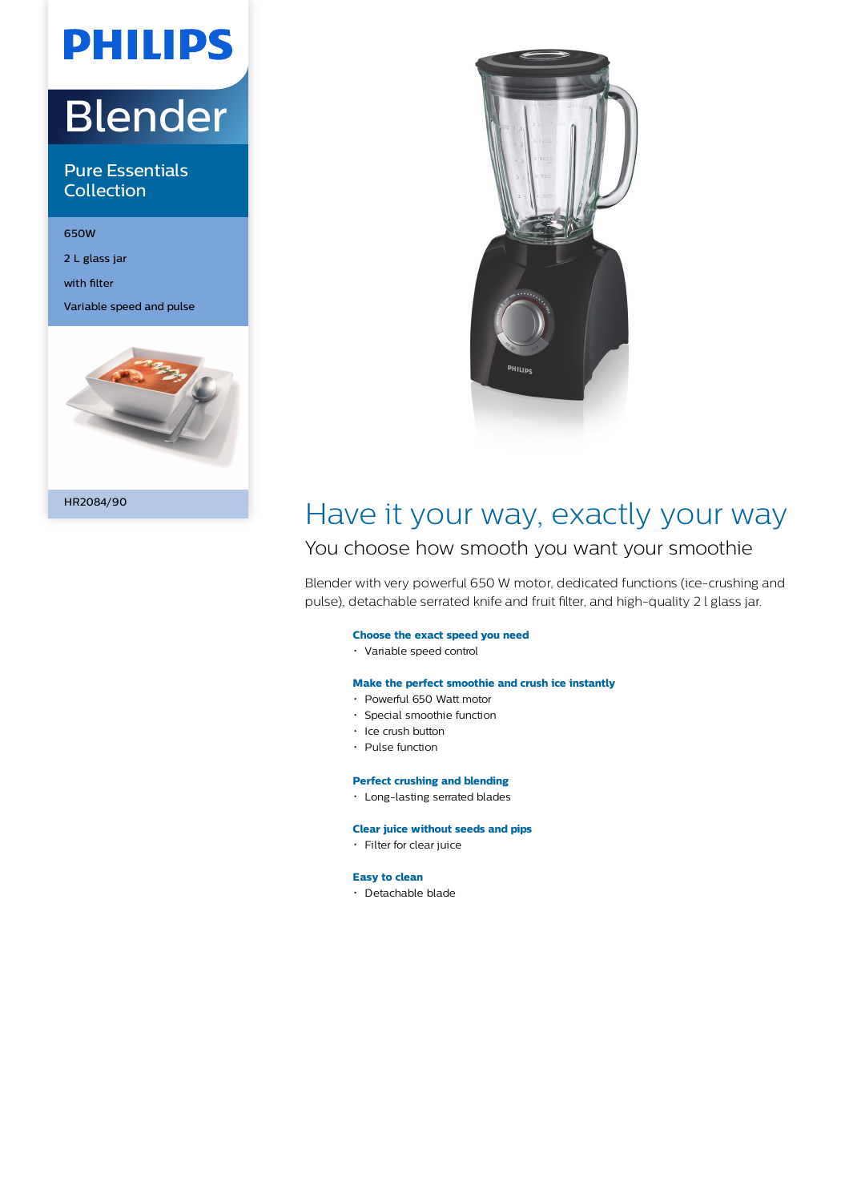# PHILIPS

## Blender

### Pure Essentials Collection

650W

2 L glass jar

with filter

Variable speed and pulse

HR2084/90

# Have it your way, exactly your way

## You choose how smooth you want your smoothie

Blender with very powerful 650 W motor, dedicated functions (ice-crushing and pulse), detachable serrated knife and fruit filter, and high-quality 2 l glass jar.

**Choose the exact speed you need**

- Variable speed control

**Make the perfect smoothie and crush ice instantly**

- Powerful 650 Watt motor
- Special smoothie function
- Ice crush button
- Pulse function

**Perfect crushing and blending**

- Long-lasting serrated blades

**Clear juice without seeds and pips**

- Filter for clear juice

**Easy to clean**

- Detachable blade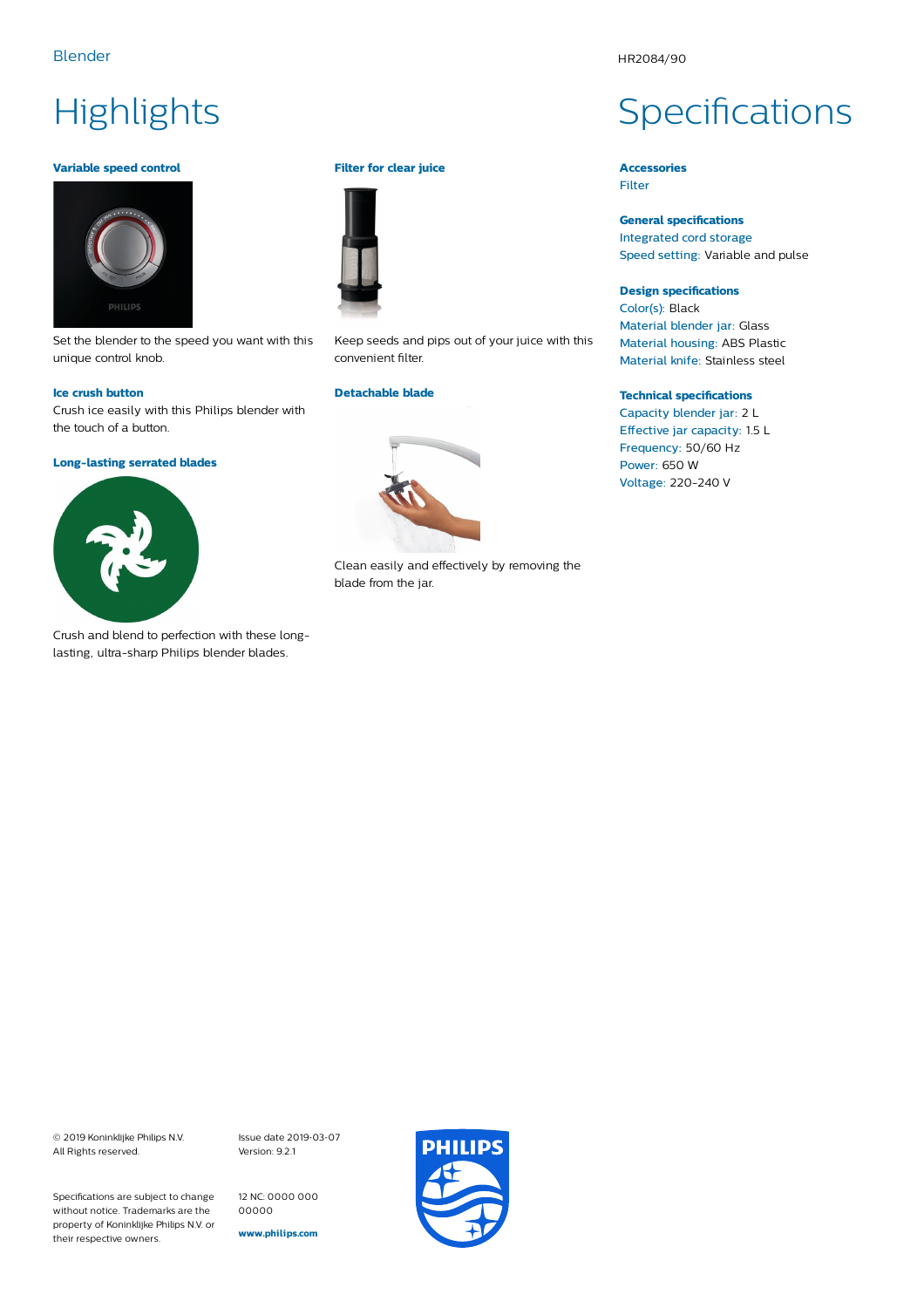Blender

HR2084/90

# Highlights

### Variable speed control

Set the blender to the speed you want with this unique control knob.

### Ice crush button

Crush ice easily with this Philips blender with the touch of a button.

### Long-lasting serrated blades

Crush and blend to perfection with these long-lasting, ultra-sharp Philips blender blades.

### Filter for clear juice

Keep seeds and pips out of your juice with this convenient filter.

### Detachable blade

Clean easily and effectively by removing the blade from the jar.

# Specifications

### Accessories

- Filter

### General specifications

- Integrated cord storage
- Speed setting: Variable and pulse

### Design specifications

- Color(s): Black
- Material blender jar: Glass
- Material housing: ABS Plastic
- Material knife: Stainless steel

### Technical specifications

- Capacity blender jar: 2 L
- Effective jar capacity: 1.5 L
- Frequency: 50/60 Hz
- Power: 650 W
- Voltage: 220-240 V

© 2019 Koninklijke Philips N.V.
All Rights reserved.

Specifications are subject to change without notice. Trademarks are the property of Koninklijke Philips N.V. or their respective owners.

Issue date 2019-03-07
Version: 9.2.1

12 NC: 0000 000 00000

www.philips.com